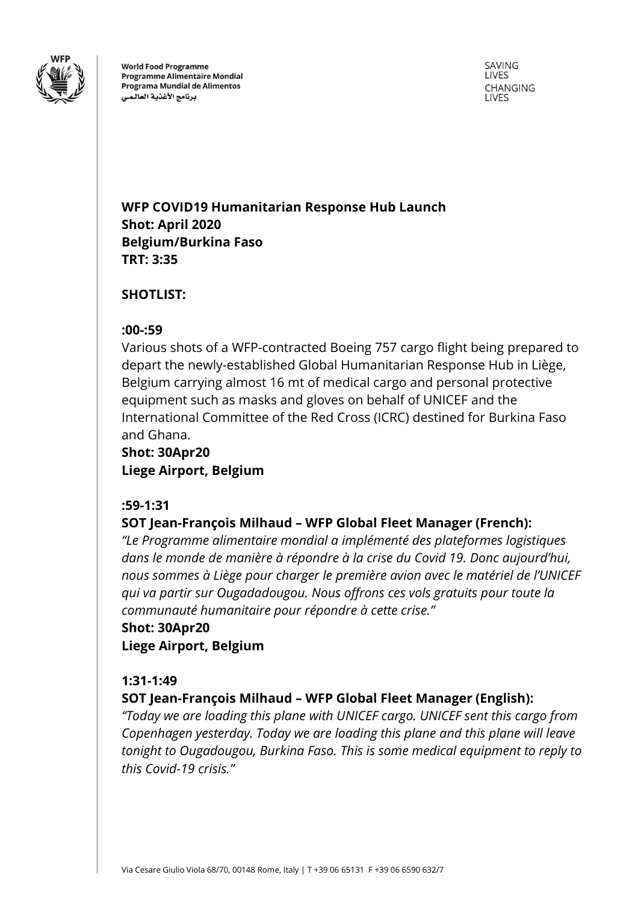**WFP COVID19 Humanitarian Response Hub Launch**
**Shot: April 2020**
**Belgium/Burkina Faso**
**TRT: 3:35**

**SHOTLIST:**

**:00-:59**

Various shots of a WFP-contracted Boeing 757 cargo flight being prepared to depart the newly-established Global Humanitarian Response Hub in Liège, Belgium carrying almost 16 mt of medical cargo and personal protective equipment such as masks and gloves on behalf of UNICEF and the International Committee of the Red Cross (ICRC) destined for Burkina Faso and Ghana.

**Shot: 30Apr20**
**Liege Airport, Belgium**

**:59-1:31**

**SOT Jean-François Milhaud – WFP Global Fleet Manager (French):**

*"Le Programme alimentaire mondial a implémenté des plateformes logistiques dans le monde de manière à répondre à la crise du Covid 19. Donc aujourd'hui, nous sommes à Liège pour charger le première avion avec le matériel de l'UNICEF qui va partir sur Ougadadougou. Nous offrons ces vols gratuits pour toute la communauté humanitaire pour répondre à cette crise."*

**Shot: 30Apr20**
**Liege Airport, Belgium**

**1:31-1:49**

**SOT Jean-François Milhaud – WFP Global Fleet Manager (English):**

*"Today we are loading this plane with UNICEF cargo. UNICEF sent this cargo from Copenhagen yesterday. Today we are loading this plane and this plane will leave tonight to Ougadougou, Burkina Faso. This is some medical equipment to reply to this Covid-19 crisis."*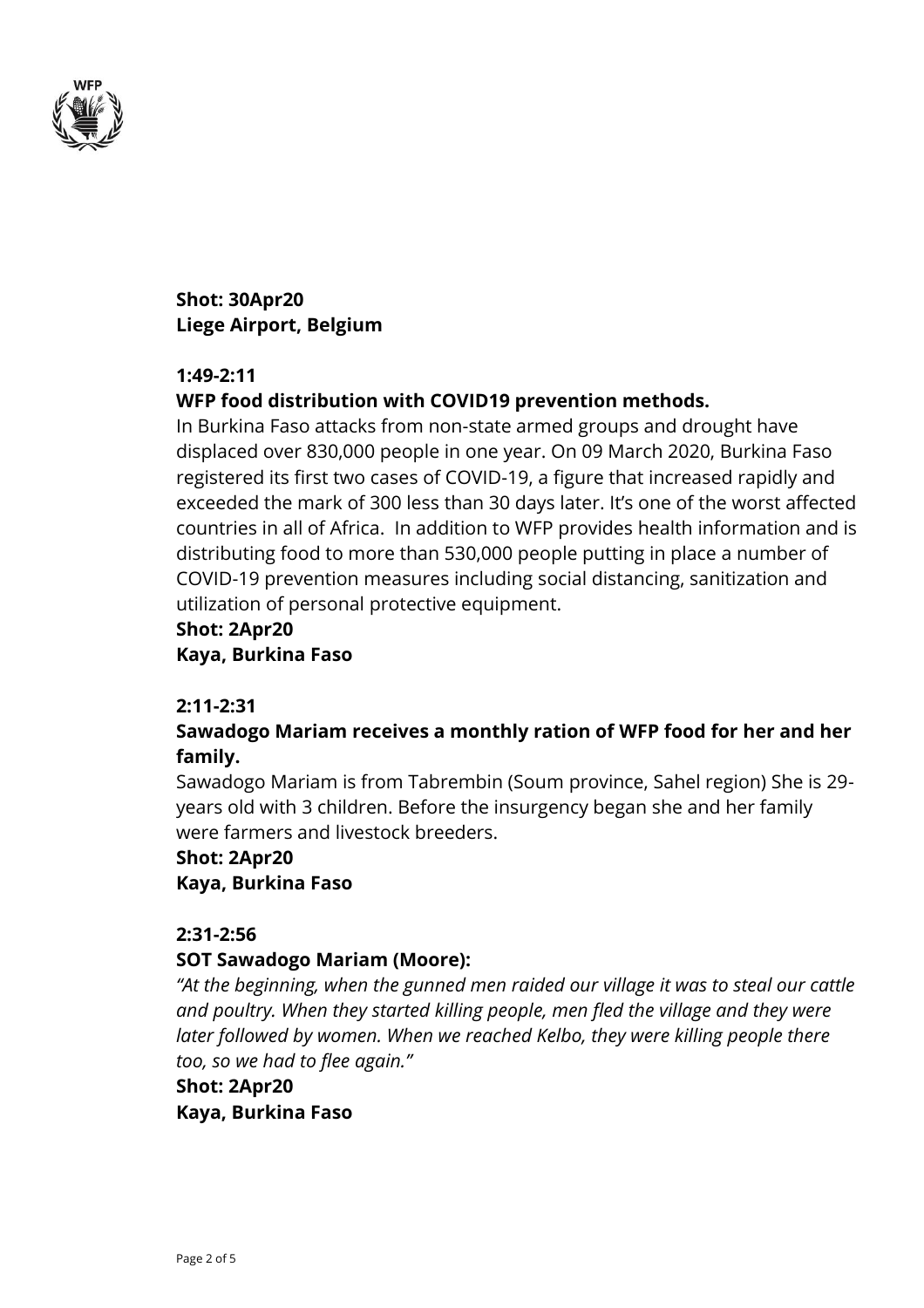**Shot: 30Apr20**
**Liege Airport, Belgium**

**1:49-2:11**

**WFP food distribution with COVID19 prevention methods.**

In Burkina Faso attacks from non-state armed groups and drought have displaced over 830,000 people in one year. On 09 March 2020, Burkina Faso registered its first two cases of COVID-19, a figure that increased rapidly and exceeded the mark of 300 less than 30 days later. It's one of the worst affected countries in all of Africa. In addition to WFP provides health information and is distributing food to more than 530,000 people putting in place a number of COVID-19 prevention measures including social distancing, sanitization and utilization of personal protective equipment.

**Shot: 2Apr20**
**Kaya, Burkina Faso**

**2:11-2:31**

**Sawadogo Mariam receives a monthly ration of WFP food for her and her family.**

Sawadogo Mariam is from Tabrembin (Soum province, Sahel region) She is 29-years old with 3 children. Before the insurgency began she and her family were farmers and livestock breeders.

**Shot: 2Apr20**
**Kaya, Burkina Faso**

**2:31-2:56**

**SOT Sawadogo Mariam (Moore):**

*"At the beginning, when the gunned men raided our village it was to steal our cattle and poultry. When they started killing people, men fled the village and they were later followed by women. When we reached Kelbo, they were killing people there too, so we had to flee again."*

**Shot: 2Apr20**
**Kaya, Burkina Faso**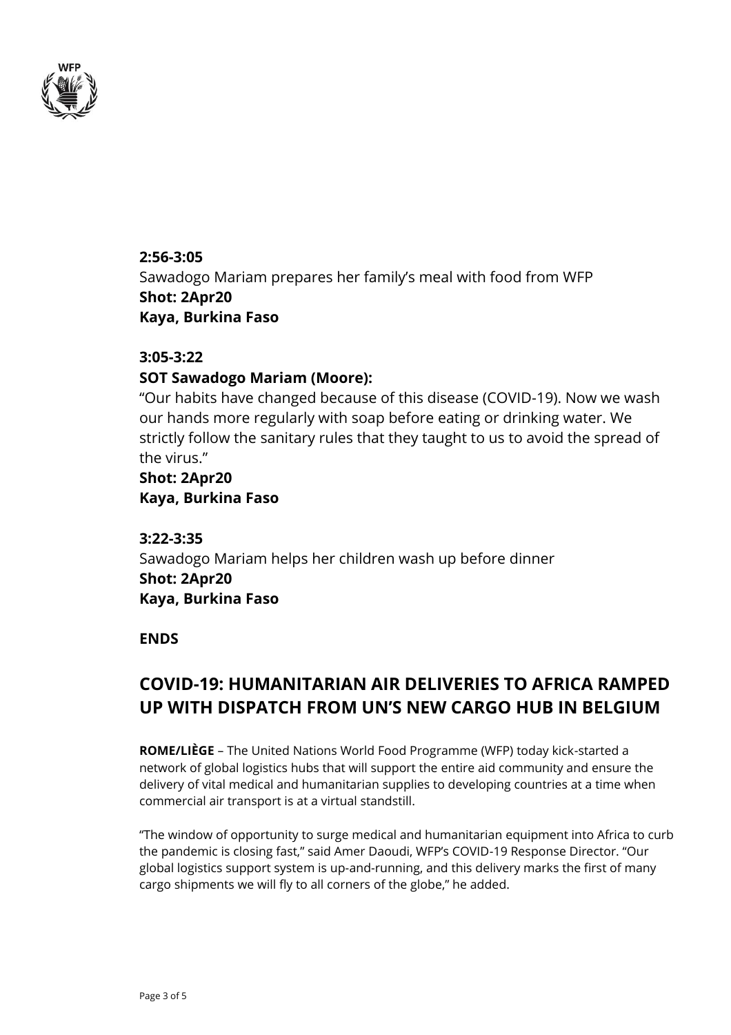**2:56-3:05**
Sawadogo Mariam prepares her family's meal with food from WFP
**Shot: 2Apr20**
**Kaya, Burkina Faso**

**3:05-3:22**
**SOT Sawadogo Mariam (Moore):**
"Our habits have changed because of this disease (COVID-19). Now we wash our hands more regularly with soap before eating or drinking water. We strictly follow the sanitary rules that they taught to us to avoid the spread of the virus."
**Shot: 2Apr20**
**Kaya, Burkina Faso**

**3:22-3:35**
Sawadogo Mariam helps her children wash up before dinner
**Shot: 2Apr20**
**Kaya, Burkina Faso**

**ENDS**

## COVID-19: HUMANITARIAN AIR DELIVERIES TO AFRICA RAMPED UP WITH DISPATCH FROM UN'S NEW CARGO HUB IN BELGIUM

**ROME/LIÈGE** – The United Nations World Food Programme (WFP) today kick-started a network of global logistics hubs that will support the entire aid community and ensure the delivery of vital medical and humanitarian supplies to developing countries at a time when commercial air transport is at a virtual standstill.

"The window of opportunity to surge medical and humanitarian equipment into Africa to curb the pandemic is closing fast," said Amer Daoudi, WFP's COVID-19 Response Director. "Our global logistics support system is up-and-running, and this delivery marks the first of many cargo shipments we will fly to all corners of the globe," he added.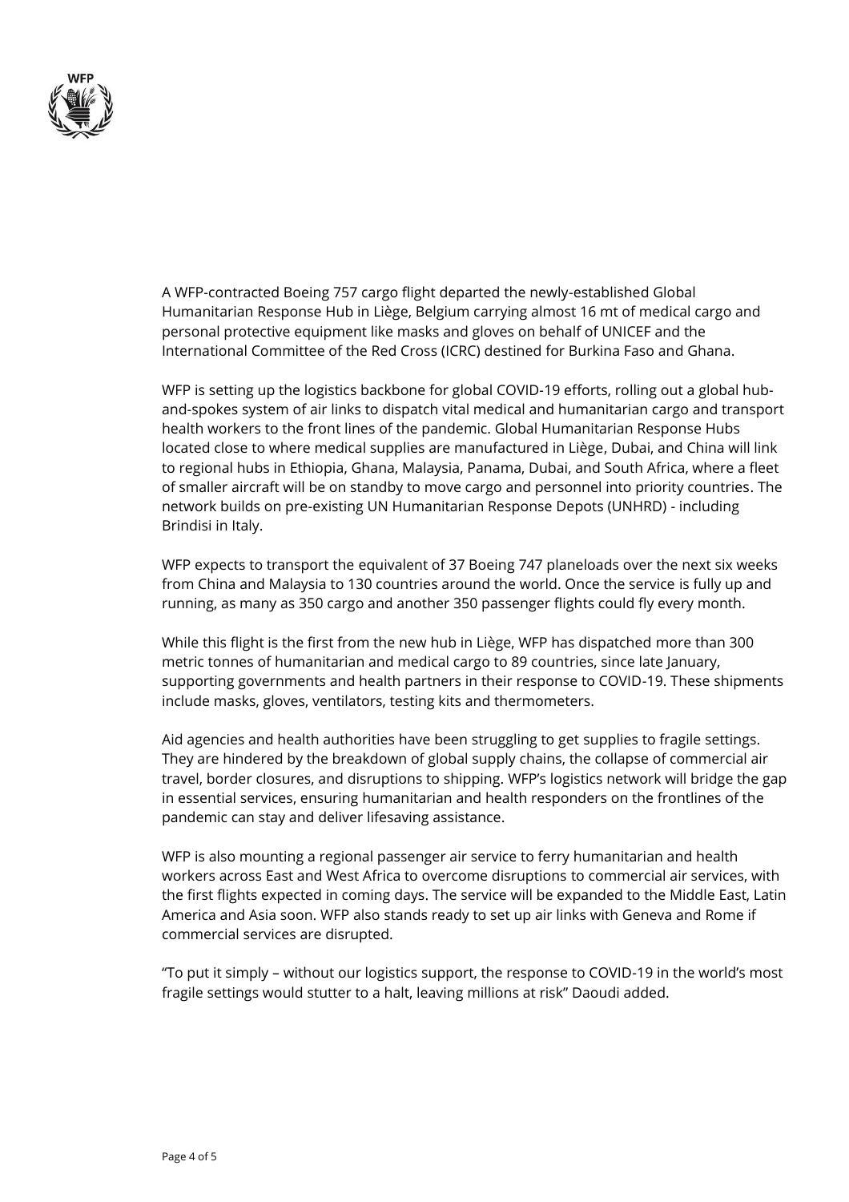A WFP-contracted Boeing 757 cargo flight departed the newly-established Global Humanitarian Response Hub in Liège, Belgium carrying almost 16 mt of medical cargo and personal protective equipment like masks and gloves on behalf of UNICEF and the International Committee of the Red Cross (ICRC) destined for Burkina Faso and Ghana.

WFP is setting up the logistics backbone for global COVID-19 efforts, rolling out a global hub-and-spokes system of air links to dispatch vital medical and humanitarian cargo and transport health workers to the front lines of the pandemic. Global Humanitarian Response Hubs located close to where medical supplies are manufactured in Liège, Dubai, and China will link to regional hubs in Ethiopia, Ghana, Malaysia, Panama, Dubai, and South Africa, where a fleet of smaller aircraft will be on standby to move cargo and personnel into priority countries. The network builds on pre-existing UN Humanitarian Response Depots (UNHRD) - including Brindisi in Italy.

WFP expects to transport the equivalent of 37 Boeing 747 planeloads over the next six weeks from China and Malaysia to 130 countries around the world. Once the service is fully up and running, as many as 350 cargo and another 350 passenger flights could fly every month.

While this flight is the first from the new hub in Liège, WFP has dispatched more than 300 metric tonnes of humanitarian and medical cargo to 89 countries, since late January, supporting governments and health partners in their response to COVID-19. These shipments include masks, gloves, ventilators, testing kits and thermometers.

Aid agencies and health authorities have been struggling to get supplies to fragile settings. They are hindered by the breakdown of global supply chains, the collapse of commercial air travel, border closures, and disruptions to shipping. WFP's logistics network will bridge the gap in essential services, ensuring humanitarian and health responders on the frontlines of the pandemic can stay and deliver lifesaving assistance.

WFP is also mounting a regional passenger air service to ferry humanitarian and health workers across East and West Africa to overcome disruptions to commercial air services, with the first flights expected in coming days. The service will be expanded to the Middle East, Latin America and Asia soon. WFP also stands ready to set up air links with Geneva and Rome if commercial services are disrupted.

"To put it simply – without our logistics support, the response to COVID-19 in the world's most fragile settings would stutter to a halt, leaving millions at risk" Daoudi added.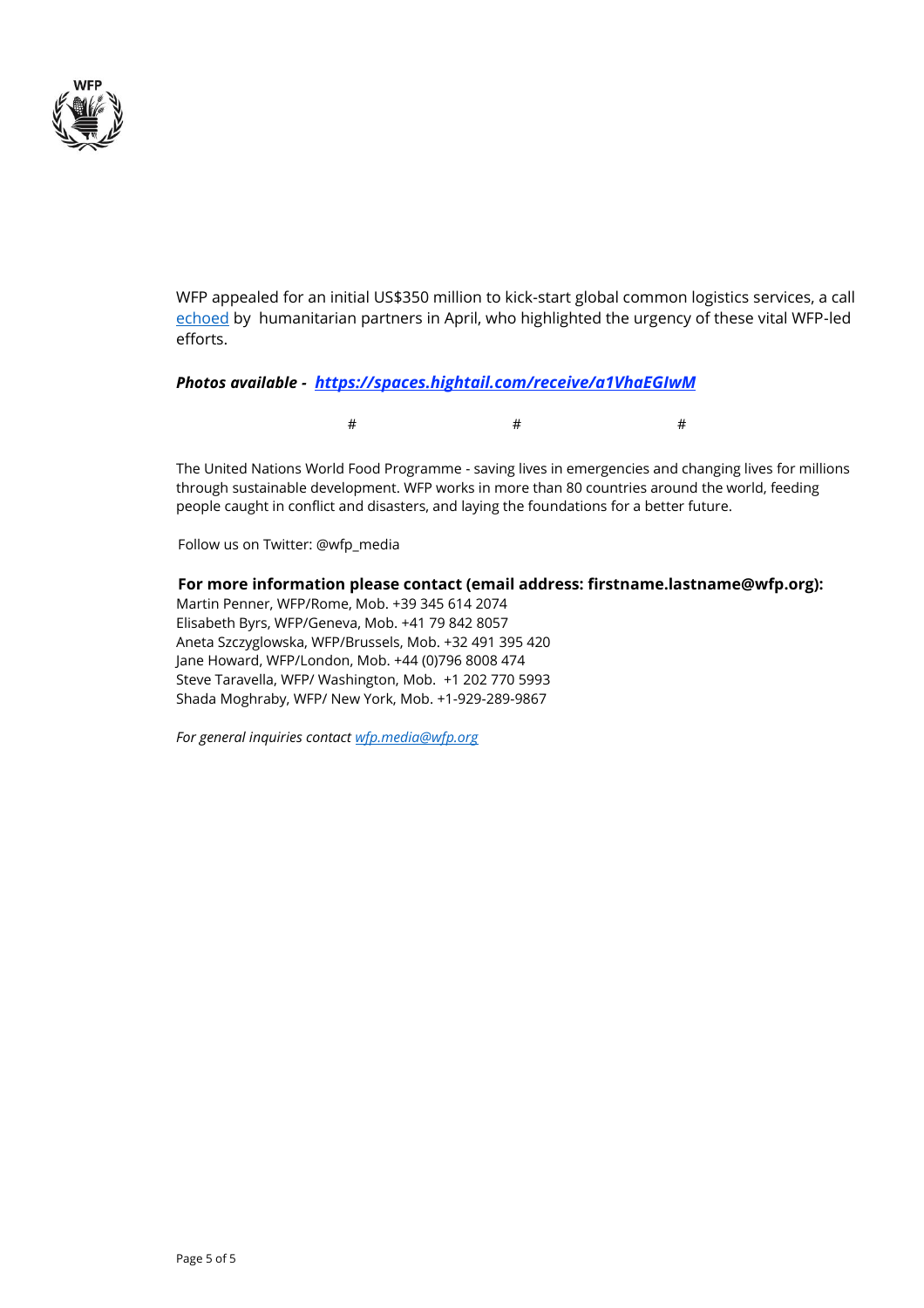WFP appealed for an initial US$350 million to kick-start global common logistics services, a call echoed by humanitarian partners in April, who highlighted the urgency of these vital WFP-led efforts.

***Photos available - https://spaces.hightail.com/receive/a1VhaEGIwM***

#                    #                    #

The United Nations World Food Programme - saving lives in emergencies and changing lives for millions through sustainable development. WFP works in more than 80 countries around the world, feeding people caught in conflict and disasters, and laying the foundations for a better future.

Follow us on Twitter: @wfp_media

**For more information please contact (email address: firstname.lastname@wfp.org):**

Martin Penner, WFP/Rome, Mob. +39 345 614 2074
Elisabeth Byrs, WFP/Geneva, Mob. +41 79 842 8057
Aneta Szczyglowska, WFP/Brussels, Mob. +32 491 395 420
Jane Howard, WFP/London, Mob. +44 (0)796 8008 474
Steve Taravella, WFP/ Washington, Mob. +1 202 770 5993
Shada Moghraby, WFP/ New York, Mob. +1-929-289-9867

*For general inquiries contact wfp.media@wfp.org*